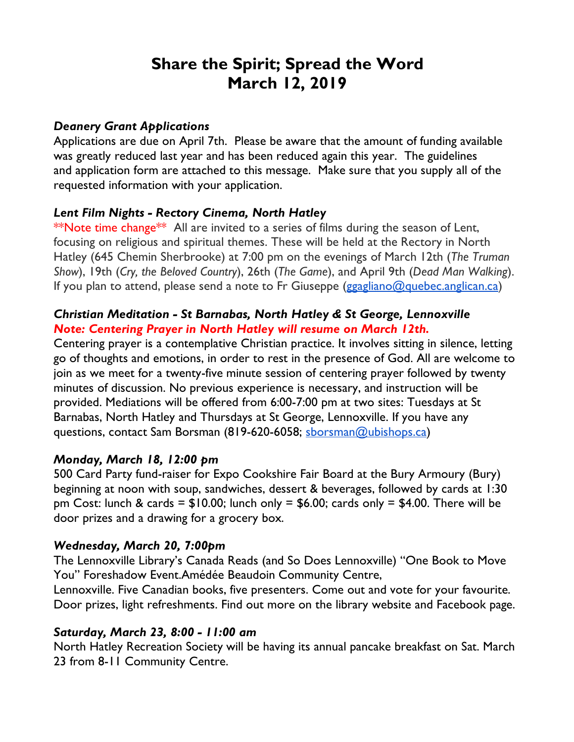# Share the Spirit; Spread the Word
# March 12, 2019

### *Deanery Grant Applications*

Applications are due on April 7th. Please be aware that the amount of funding available was greatly reduced last year and has been reduced again this year. The guidelines and application form are attached to this message. Make sure that you supply all of the requested information with your application.

### *Lent Film Nights - Rectory Cinema, North Hatley*

**Note time change** All are invited to a series of films during the season of Lent, focusing on religious and spiritual themes. These will be held at the Rectory in North Hatley (645 Chemin Sherbrooke) at 7:00 pm on the evenings of March 12th (*The Truman Show*), 19th (*Cry, the Beloved Country*), 26th (*The Game*), and April 9th (*Dead Man Walking*). If you plan to attend, please send a note to Fr Giuseppe (ggagliano@quebec.anglican.ca)

### *Christian Meditation - St Barnabas, North Hatley & St George, Lennoxville*

***Note: Centering Prayer in North Hatley will resume on March 12th.***

Centering prayer is a contemplative Christian practice. It involves sitting in silence, letting go of thoughts and emotions, in order to rest in the presence of God. All are welcome to join as we meet for a twenty-five minute session of centering prayer followed by twenty minutes of discussion. No previous experience is necessary, and instruction will be provided. Mediations will be offered from 6:00-7:00 pm at two sites: Tuesdays at St Barnabas, North Hatley and Thursdays at St George, Lennoxville. If you have any questions, contact Sam Borsman (819-620-6058; sborsman@ubishops.ca)

### *Monday, March 18, 12:00 pm*

500 Card Party fund-raiser for Expo Cookshire Fair Board at the Bury Armoury (Bury) beginning at noon with soup, sandwiches, dessert & beverages, followed by cards at 1:30 pm Cost: lunch & cards = $10.00; lunch only = $6.00; cards only = $4.00. There will be door prizes and a drawing for a grocery box.

### *Wednesday, March 20, 7:00pm*

The Lennoxville Library's Canada Reads (and So Does Lennoxville) "One Book to Move You" Foreshadow Event.Amédée Beaudoin Community Centre, Lennoxville. Five Canadian books, five presenters. Come out and vote for your favourite. Door prizes, light refreshments. Find out more on the library website and Facebook page.

### *Saturday, March 23, 8:00 - 11:00 am*

North Hatley Recreation Society will be having its annual pancake breakfast on Sat. March 23 from 8-11 Community Centre.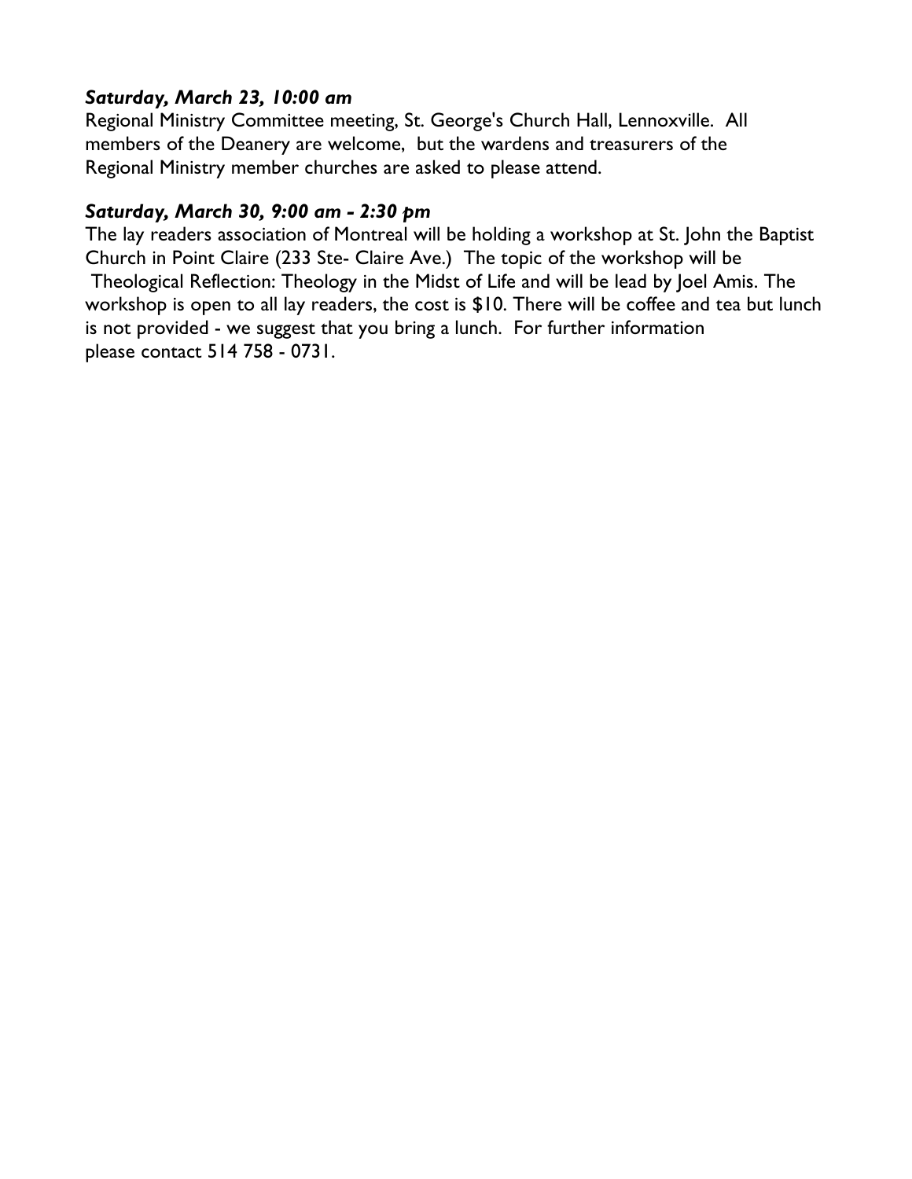***Saturday, March 23, 10:00 am***

Regional Ministry Committee meeting, St. George's Church Hall, Lennoxville. All members of the Deanery are welcome, but the wardens and treasurers of the Regional Ministry member churches are asked to please attend.

***Saturday, March 30, 9:00 am - 2:30 pm***

The lay readers association of Montreal will be holding a workshop at St. John the Baptist Church in Point Claire (233 Ste- Claire Ave.) The topic of the workshop will be Theological Reflection: Theology in the Midst of Life and will be lead by Joel Amis. The workshop is open to all lay readers, the cost is $10. There will be coffee and tea but lunch is not provided - we suggest that you bring a lunch. For further information please contact 514 758 - 0731.